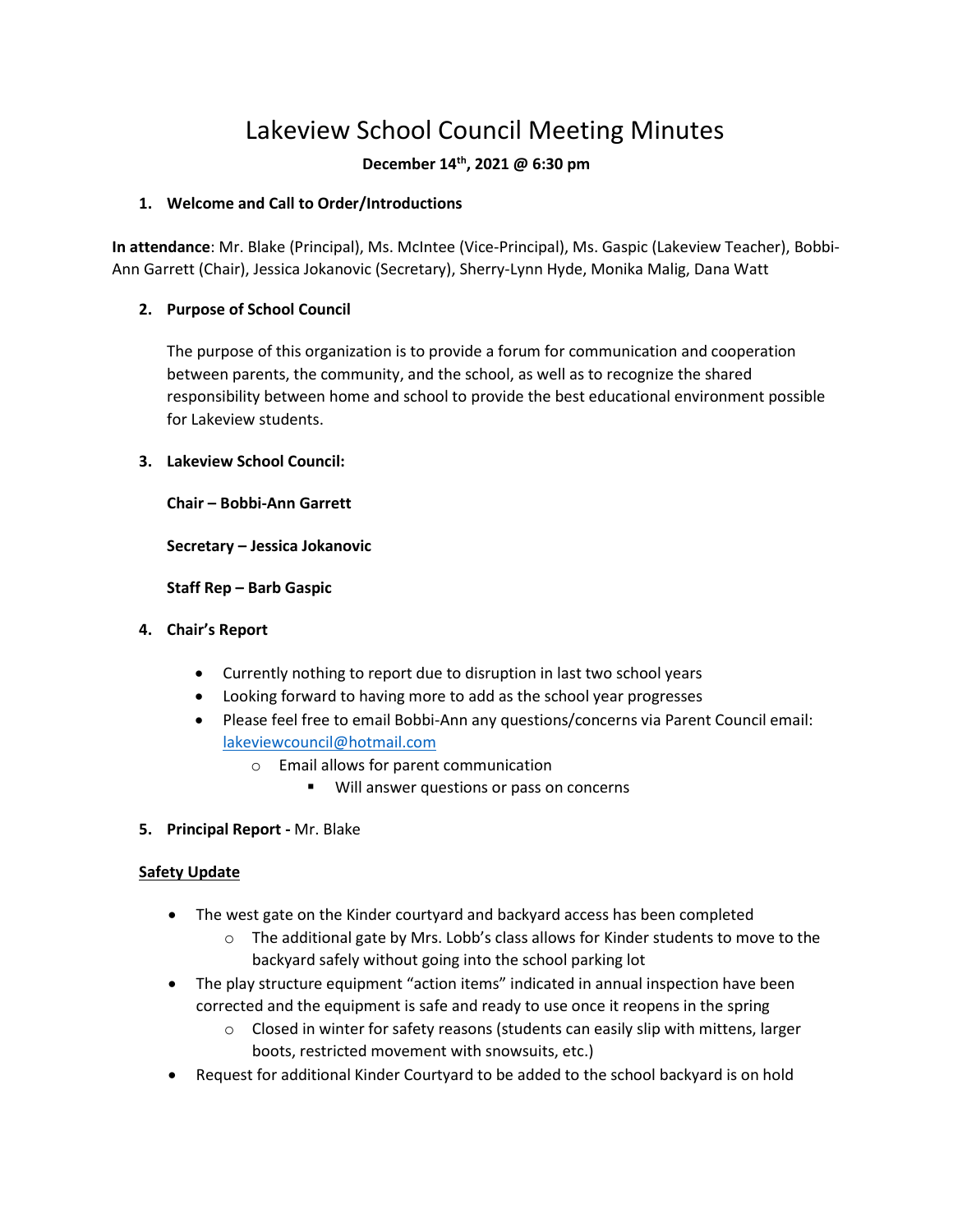# Lakeview School Council Meeting Minutes

**December 14th, 2021 @ 6:30 pm**

1. **Welcome and Call to Order/Introductions**

**In attendance**: Mr. Blake (Principal), Ms. McIntee (Vice-Principal), Ms. Gaspic (Lakeview Teacher), Bobbi-Ann Garrett (Chair), Jessica Jokanovic (Secretary), Sherry-Lynn Hyde, Monika Malig, Dana Watt

2. **Purpose of School Council**

   The purpose of this organization is to provide a forum for communication and cooperation between parents, the community, and the school, as well as to recognize the shared responsibility between home and school to provide the best educational environment possible for Lakeview students.

3. **Lakeview School Council:**

   **Chair – Bobbi-Ann Garrett**

   **Secretary – Jessica Jokanovic**

   **Staff Rep – Barb Gaspic**

4. **Chair's Report**

   - Currently nothing to report due to disruption in last two school years
   - Looking forward to having more to add as the school year progresses
   - Please feel free to email Bobbi-Ann any questions/concerns via Parent Council email: lakeviewcouncil@hotmail.com
     - Email allows for parent communication
       - Will answer questions or pass on concerns

5. **Principal Report -** Mr. Blake

**Safety Update**

- The west gate on the Kinder courtyard and backyard access has been completed
  - The additional gate by Mrs. Lobb's class allows for Kinder students to move to the backyard safely without going into the school parking lot
- The play structure equipment "action items" indicated in annual inspection have been corrected and the equipment is safe and ready to use once it reopens in the spring
  - Closed in winter for safety reasons (students can easily slip with mittens, larger boots, restricted movement with snowsuits, etc.)
- Request for additional Kinder Courtyard to be added to the school backyard is on hold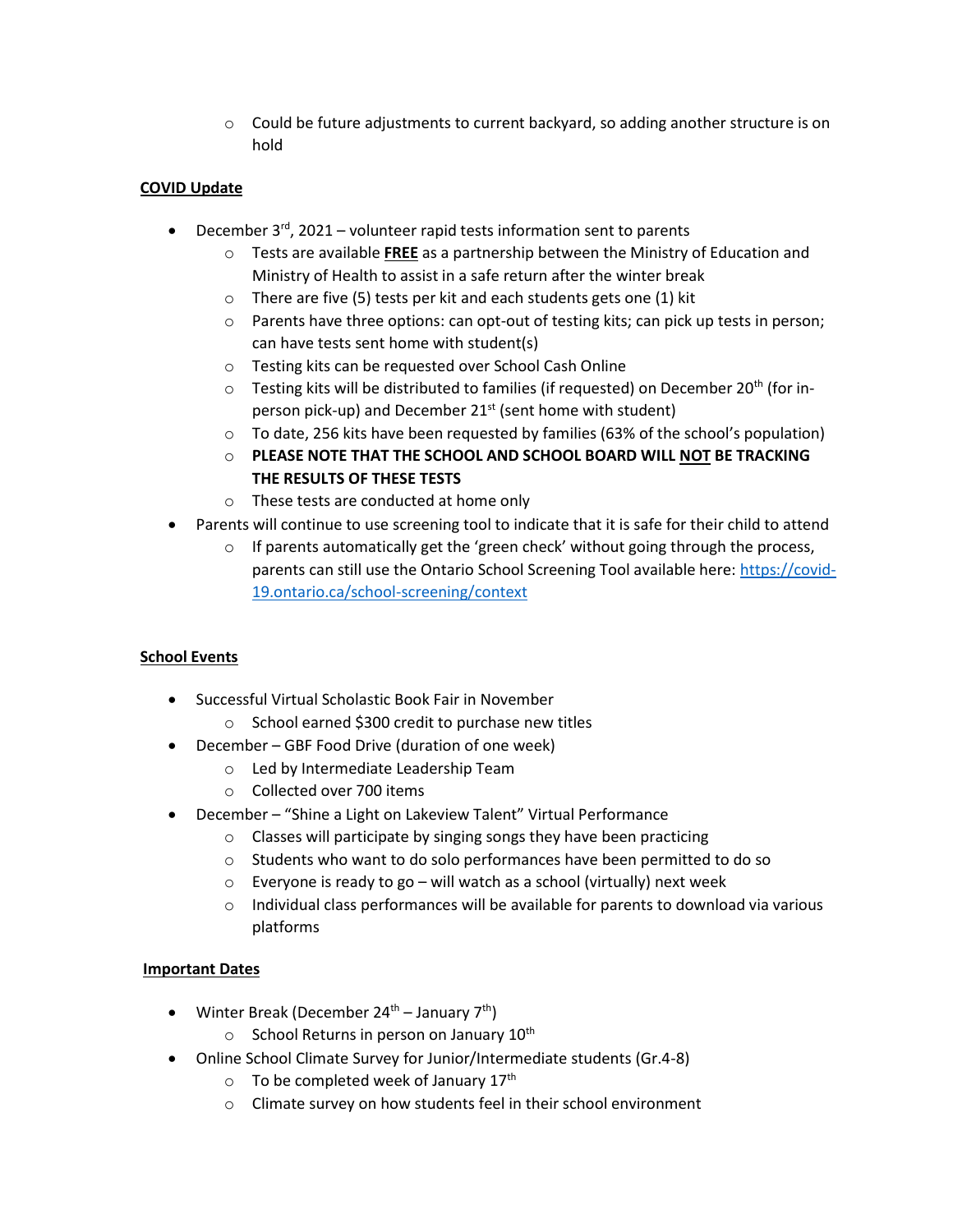- Could be future adjustments to current backyard, so adding another structure is on hold

**COVID Update**

- December 3rd, 2021 – volunteer rapid tests information sent to parents
    - Tests are available **FREE** as a partnership between the Ministry of Education and Ministry of Health to assist in a safe return after the winter break
    - There are five (5) tests per kit and each students gets one (1) kit
    - Parents have three options: can opt-out of testing kits; can pick up tests in person; can have tests sent home with student(s)
    - Testing kits can be requested over School Cash Online
    - Testing kits will be distributed to families (if requested) on December 20th (for in-person pick-up) and December 21st (sent home with student)
    - To date, 256 kits have been requested by families (63% of the school's population)
    - **PLEASE NOTE THAT THE SCHOOL AND SCHOOL BOARD WILL NOT BE TRACKING THE RESULTS OF THESE TESTS**
    - These tests are conducted at home only
- Parents will continue to use screening tool to indicate that it is safe for their child to attend
    - If parents automatically get the 'green check' without going through the process, parents can still use the Ontario School Screening Tool available here: https://covid-19.ontario.ca/school-screening/context

**School Events**

- Successful Virtual Scholastic Book Fair in November
    - School earned $300 credit to purchase new titles
- December – GBF Food Drive (duration of one week)
    - Led by Intermediate Leadership Team
    - Collected over 700 items
- December – "Shine a Light on Lakeview Talent" Virtual Performance
    - Classes will participate by singing songs they have been practicing
    - Students who want to do solo performances have been permitted to do so
    - Everyone is ready to go – will watch as a school (virtually) next week
    - Individual class performances will be available for parents to download via various platforms

**Important Dates**

- Winter Break (December 24th – January 7th)
    - School Returns in person on January 10th
- Online School Climate Survey for Junior/Intermediate students (Gr.4-8)
    - To be completed week of January 17th
    - Climate survey on how students feel in their school environment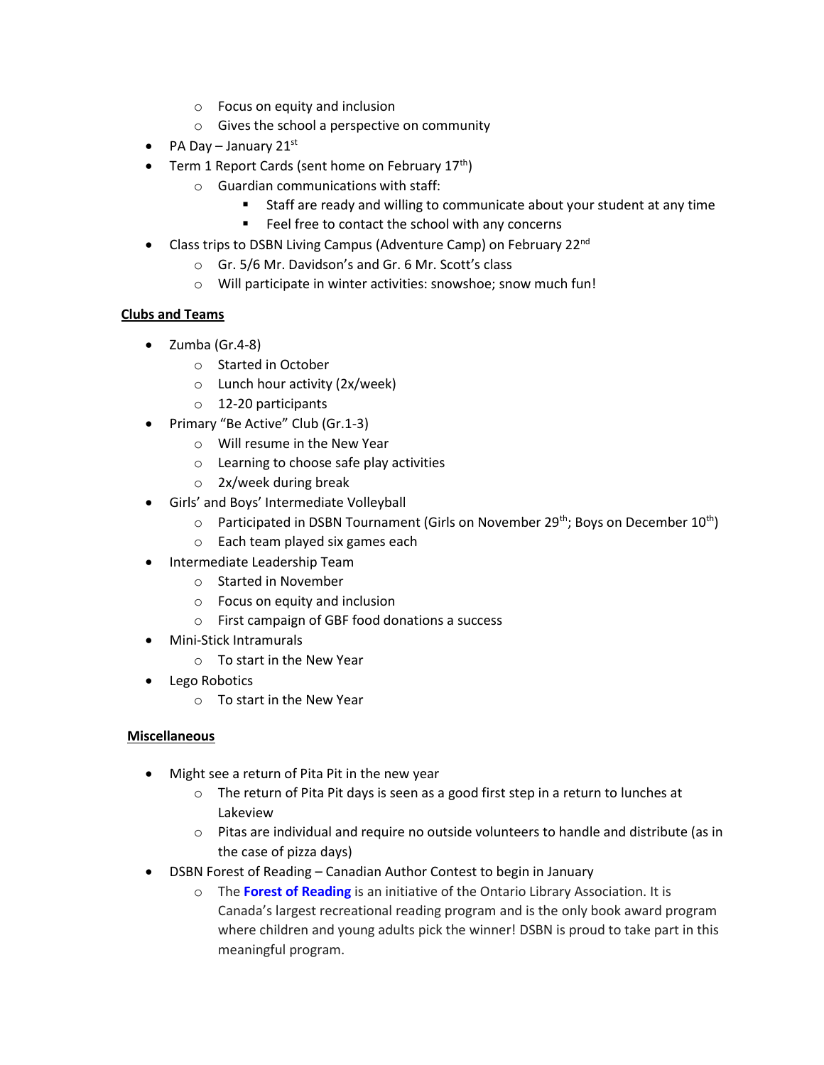- Focus on equity and inclusion
    - Gives the school a perspective on community
- PA Day – January 21st
- Term 1 Report Cards (sent home on February 17th)
    - Guardian communications with staff:
        - Staff are ready and willing to communicate about your student at any time
        - Feel free to contact the school with any concerns
- Class trips to DSBN Living Campus (Adventure Camp) on February 22nd
    - Gr. 5/6 Mr. Davidson's and Gr. 6 Mr. Scott's class
    - Will participate in winter activities: snowshoe; snow much fun!

**Clubs and Teams**

- Zumba (Gr.4-8)
    - Started in October
    - Lunch hour activity (2x/week)
    - 12-20 participants
- Primary "Be Active" Club (Gr.1-3)
    - Will resume in the New Year
    - Learning to choose safe play activities
    - 2x/week during break
- Girls' and Boys' Intermediate Volleyball
    - Participated in DSBN Tournament (Girls on November 29th; Boys on December 10th)
    - Each team played six games each
- Intermediate Leadership Team
    - Started in November
    - Focus on equity and inclusion
    - First campaign of GBF food donations a success
- Mini-Stick Intramurals
    - To start in the New Year
- Lego Robotics
    - To start in the New Year

**Miscellaneous**

- Might see a return of Pita Pit in the new year
    - The return of Pita Pit days is seen as a good first step in a return to lunches at Lakeview
    - Pitas are individual and require no outside volunteers to handle and distribute (as in the case of pizza days)
- DSBN Forest of Reading – Canadian Author Contest to begin in January
    - The **Forest of Reading** is an initiative of the Ontario Library Association. It is Canada's largest recreational reading program and is the only book award program where children and young adults pick the winner! DSBN is proud to take part in this meaningful program.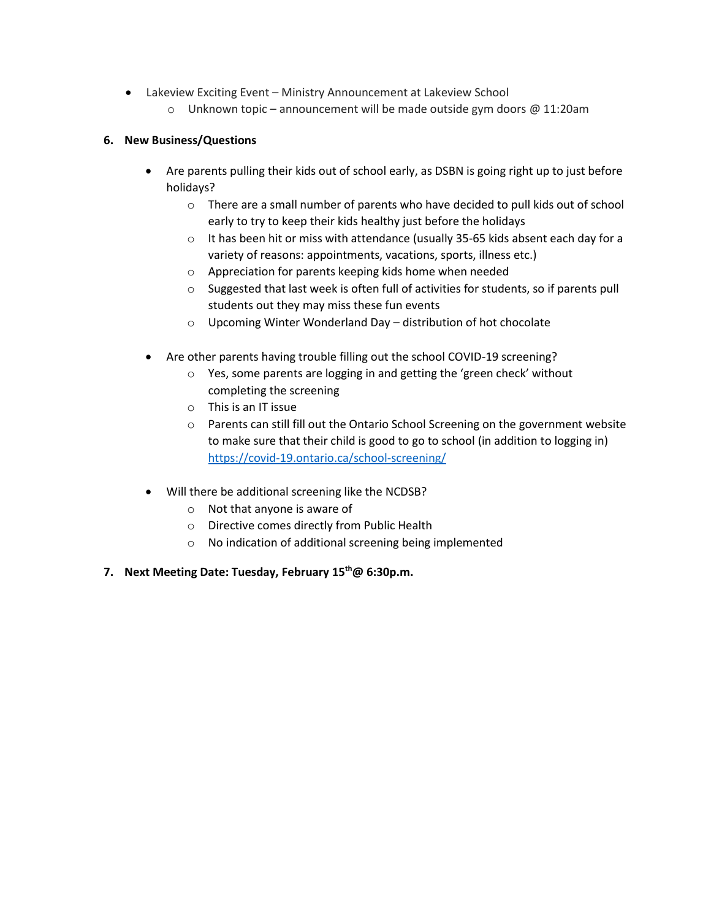- Lakeview Exciting Event – Ministry Announcement at Lakeview School
  - Unknown topic – announcement will be made outside gym doors @ 11:20am

**6. New Business/Questions**

- Are parents pulling their kids out of school early, as DSBN is going right up to just before holidays?
  - There are a small number of parents who have decided to pull kids out of school early to try to keep their kids healthy just before the holidays
  - It has been hit or miss with attendance (usually 35-65 kids absent each day for a variety of reasons: appointments, vacations, sports, illness etc.)
  - Appreciation for parents keeping kids home when needed
  - Suggested that last week is often full of activities for students, so if parents pull students out they may miss these fun events
  - Upcoming Winter Wonderland Day – distribution of hot chocolate

- Are other parents having trouble filling out the school COVID-19 screening?
  - Yes, some parents are logging in and getting the 'green check' without completing the screening
  - This is an IT issue
  - Parents can still fill out the Ontario School Screening on the government website to make sure that their child is good to go to school (in addition to logging in) [https://covid-19.ontario.ca/school-screening/](https://covid-19.ontario.ca/school-screening/)

- Will there be additional screening like the NCDSB?
  - Not that anyone is aware of
  - Directive comes directly from Public Health
  - No indication of additional screening being implemented

**7. Next Meeting Date: Tuesday, February 15th@ 6:30p.m.**